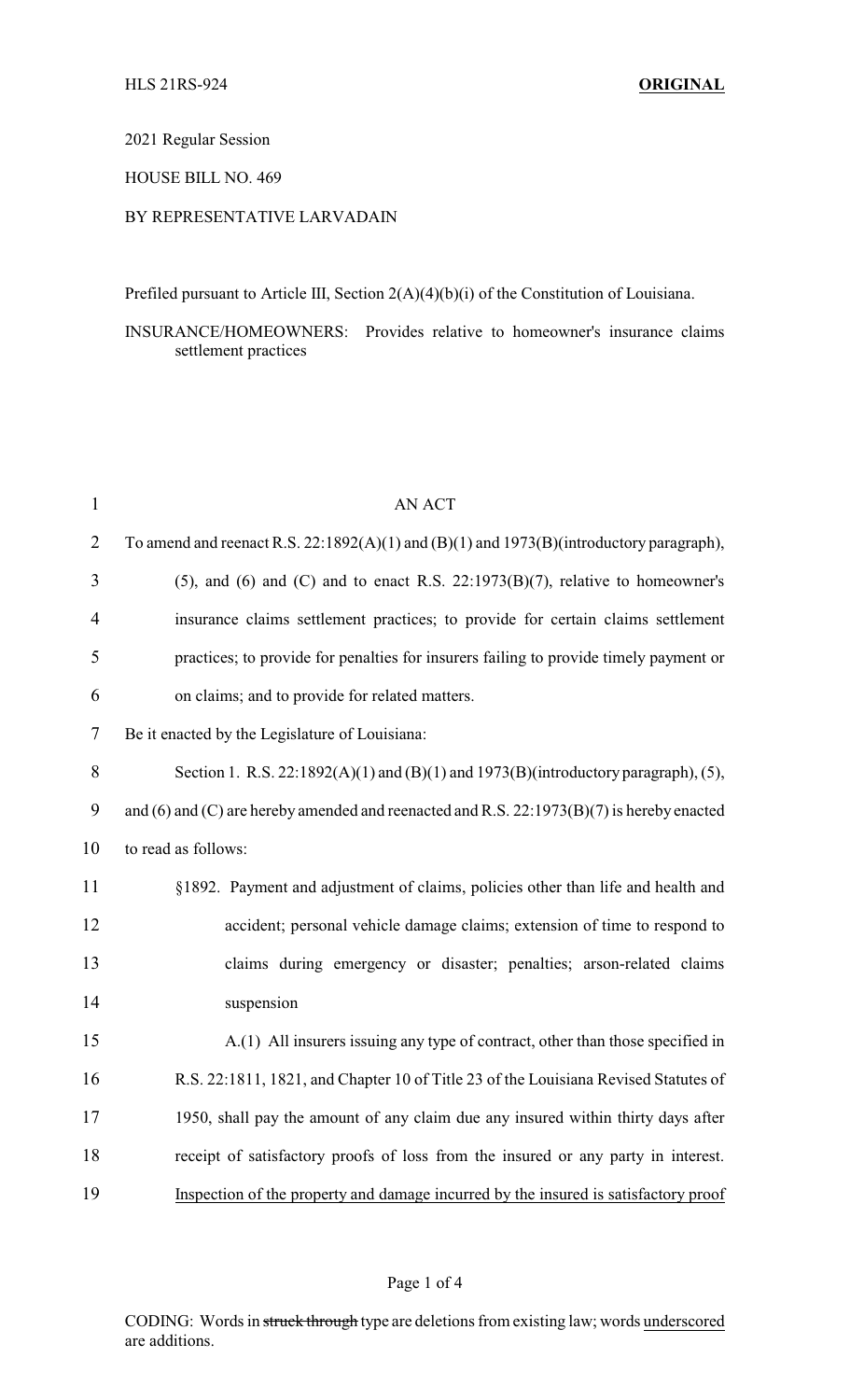HLS 21RS-924 **ORIGINAL**

2021 Regular Session

HOUSE BILL NO. 469

BY REPRESENTATIVE LARVADAIN

Prefiled pursuant to Article III, Section 2(A)(4)(b)(i) of the Constitution of Louisiana.

INSURANCE/HOMEOWNERS: Provides relative to homeowner's insurance claims settlement practices

AN ACT

To amend and reenact R.S. 22:1892(A)(1) and (B)(1) and 1973(B)(introductory paragraph), (5), and (6) and (C) and to enact R.S. 22:1973(B)(7), relative to homeowner's insurance claims settlement practices; to provide for certain claims settlement practices; to provide for penalties for insurers failing to provide timely payment or on claims; and to provide for related matters.

Be it enacted by the Legislature of Louisiana:

Section 1. R.S. 22:1892(A)(1) and (B)(1) and 1973(B)(introductory paragraph), (5), and (6) and (C) are hereby amended and reenacted and R.S. 22:1973(B)(7) is hereby enacted to read as follows:

§1892. Payment and adjustment of claims, policies other than life and health and accident; personal vehicle damage claims; extension of time to respond to claims during emergency or disaster; penalties; arson-related claims suspension

A.(1) All insurers issuing any type of contract, other than those specified in R.S. 22:1811, 1821, and Chapter 10 of Title 23 of the Louisiana Revised Statutes of 1950, shall pay the amount of any claim due any insured within thirty days after receipt of satisfactory proofs of loss from the insured or any party in interest. <u>Inspection of the property and damage incurred by the insured is satisfactory proof</u>

CODING: Words in ~~struck through~~ type are deletions from existing law; words <u>underscored</u> are additions.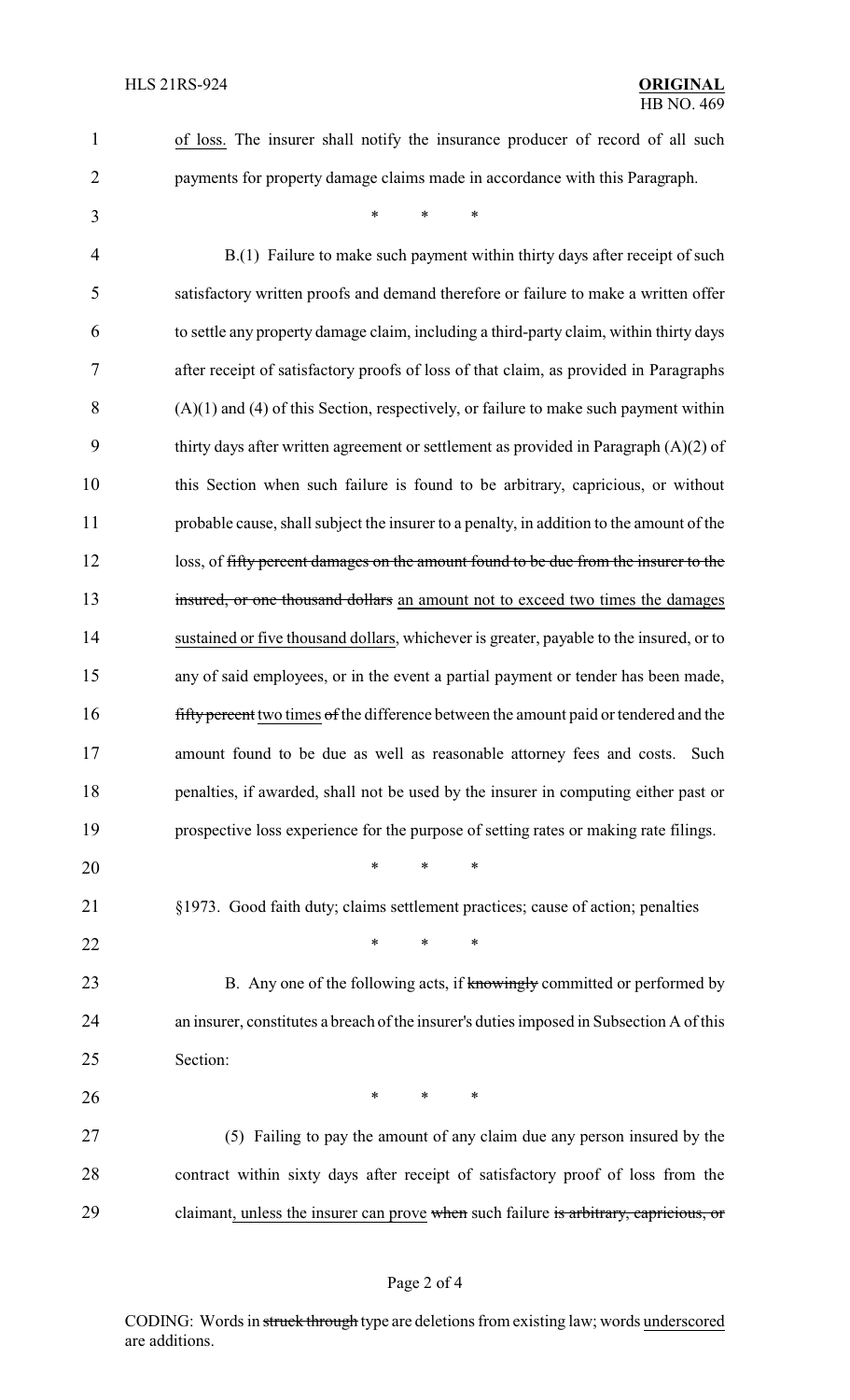of loss. The insurer shall notify the insurance producer of record of all such payments for property damage claims made in accordance with this Paragraph.

\* \* \*

B.(1) Failure to make such payment within thirty days after receipt of such satisfactory written proofs and demand therefore or failure to make a written offer to settle any property damage claim, including a third-party claim, within thirty days after receipt of satisfactory proofs of loss of that claim, as provided in Paragraphs (A)(1) and (4) of this Section, respectively, or failure to make such payment within thirty days after written agreement or settlement as provided in Paragraph (A)(2) of this Section when such failure is found to be arbitrary, capricious, or without probable cause, shall subject the insurer to a penalty, in addition to the amount of the loss, of ~~fifty percent damages on the amount found to be due from the insurer to the insured, or one thousand dollars~~ <u>an amount not to exceed two times the damages sustained or five thousand dollars</u>, whichever is greater, payable to the insured, or to any of said employees, or in the event a partial payment or tender has been made, ~~fifty percent~~ <u>two times</u> ~~of~~ the difference between the amount paid or tendered and the amount found to be due as well as reasonable attorney fees and costs. Such penalties, if awarded, shall not be used by the insurer in computing either past or prospective loss experience for the purpose of setting rates or making rate filings.

\* \* \*

§1973. Good faith duty; claims settlement practices; cause of action; penalties

\* \* \*

B. Any one of the following acts, if ~~knowingly~~ committed or performed by an insurer, constitutes a breach of the insurer's duties imposed in Subsection A of this Section:

\* \* \*

(5) Failing to pay the amount of any claim due any person insured by the contract within sixty days after receipt of satisfactory proof of loss from the claimant<u>, unless the insurer can prove</u> ~~when~~ such failure ~~is arbitrary, capricious, or~~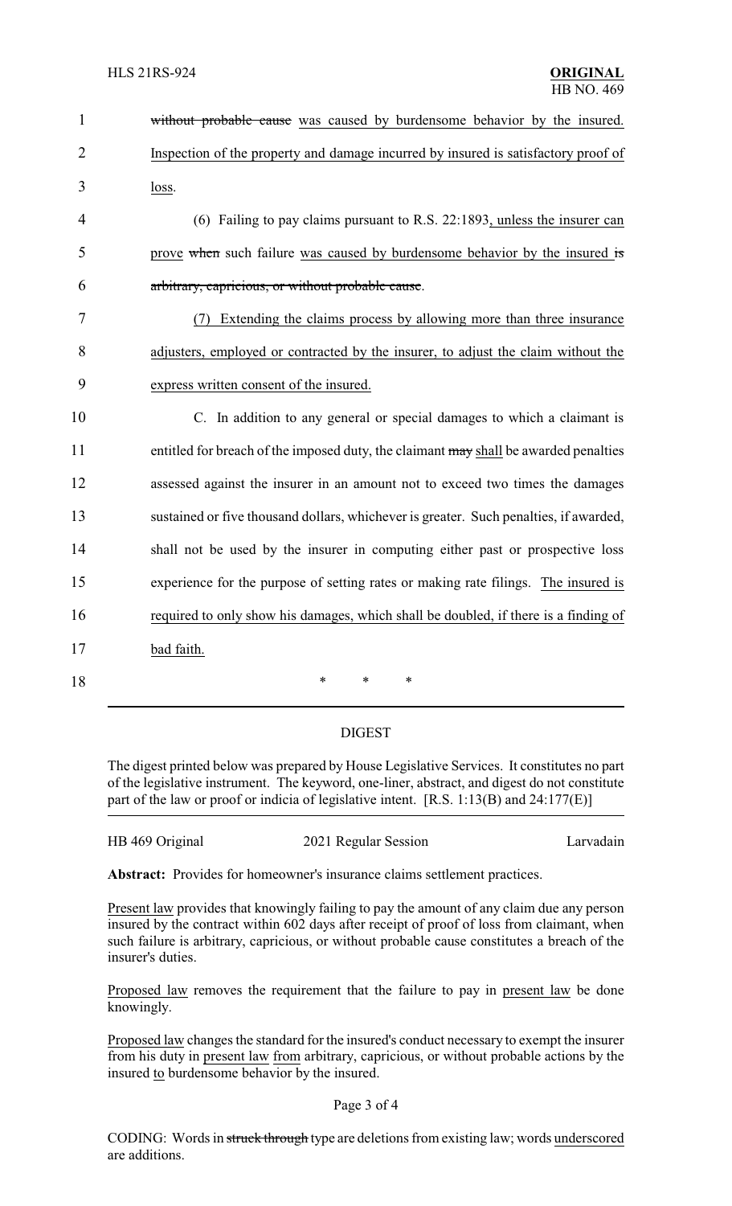~~without probable cause~~ <u>was caused by burdensome behavior by the insured. Inspection of the property and damage incurred by insured is satisfactory proof of loss</u>.

(6) Failing to pay claims pursuant to R.S. 22:1893<u>, unless the insurer can prove</u> ~~when~~ such failure <u>was caused by burdensome behavior by the insured</u> ~~is arbitrary, capricious, or without probable cause~~.

<u>(7) Extending the claims process by allowing more than three insurance adjusters, employed or contracted by the insurer, to adjust the claim without the express written consent of the insured.</u>

C. In addition to any general or special damages to which a claimant is entitled for breach of the imposed duty, the claimant ~~may~~ <u>shall</u> be awarded penalties assessed against the insurer in an amount not to exceed two times the damages sustained or five thousand dollars, whichever is greater. Such penalties, if awarded, shall not be used by the insurer in computing either past or prospective loss experience for the purpose of setting rates or making rate filings. <u>The insured is required to only show his damages, which shall be doubled, if there is a finding of bad faith.</u>

\* \* \*

## DIGEST

The digest printed below was prepared by House Legislative Services. It constitutes no part of the legislative instrument. The keyword, one-liner, abstract, and digest do not constitute part of the law or proof or indicia of legislative intent. [R.S. 1:13(B) and 24:177(E)]

| HB 469 Original | 2021 Regular Session | Larvadain |
|---|---|---|

**Abstract:** Provides for homeowner's insurance claims settlement practices.

<u>Present law</u> provides that knowingly failing to pay the amount of any claim due any person insured by the contract within 602 days after receipt of proof of loss from claimant, when such failure is arbitrary, capricious, or without probable cause constitutes a breach of the insurer's duties.

<u>Proposed law</u> removes the requirement that the failure to pay in <u>present law</u> be done knowingly.

<u>Proposed law</u> changes the standard for the insured's conduct necessary to exempt the insurer from his duty in <u>present law</u> <u>from</u> arbitrary, capricious, or without probable actions by the insured <u>to</u> burdensome behavior by the insured.

CODING: Words in ~~struck through~~ type are deletions from existing law; words <u>underscored</u> are additions.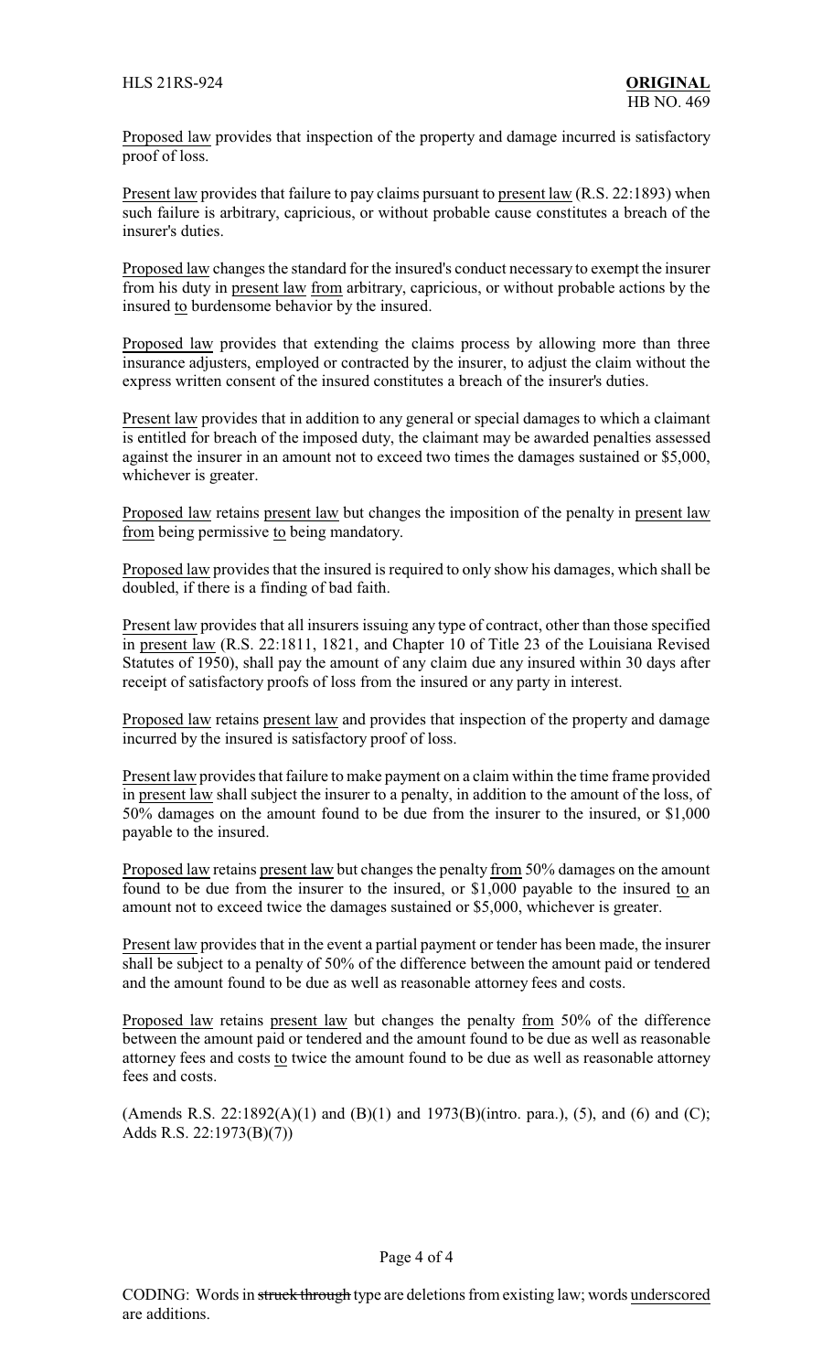Proposed law provides that inspection of the property and damage incurred is satisfactory proof of loss.

Present law provides that failure to pay claims pursuant to present law (R.S. 22:1893) when such failure is arbitrary, capricious, or without probable cause constitutes a breach of the insurer's duties.

Proposed law changes the standard for the insured's conduct necessary to exempt the insurer from his duty in present law from arbitrary, capricious, or without probable actions by the insured to burdensome behavior by the insured.

Proposed law provides that extending the claims process by allowing more than three insurance adjusters, employed or contracted by the insurer, to adjust the claim without the express written consent of the insured constitutes a breach of the insurer's duties.

Present law provides that in addition to any general or special damages to which a claimant is entitled for breach of the imposed duty, the claimant may be awarded penalties assessed against the insurer in an amount not to exceed two times the damages sustained or $5,000, whichever is greater.

Proposed law retains present law but changes the imposition of the penalty in present law from being permissive to being mandatory.

Proposed law provides that the insured is required to only show his damages, which shall be doubled, if there is a finding of bad faith.

Present law provides that all insurers issuing any type of contract, other than those specified in present law (R.S. 22:1811, 1821, and Chapter 10 of Title 23 of the Louisiana Revised Statutes of 1950), shall pay the amount of any claim due any insured within 30 days after receipt of satisfactory proofs of loss from the insured or any party in interest.

Proposed law retains present law and provides that inspection of the property and damage incurred by the insured is satisfactory proof of loss.

Present law provides that failure to make payment on a claim within the time frame provided in present law shall subject the insurer to a penalty, in addition to the amount of the loss, of 50% damages on the amount found to be due from the insurer to the insured, or $1,000 payable to the insured.

Proposed law retains present law but changes the penalty from 50% damages on the amount found to be due from the insurer to the insured, or $1,000 payable to the insured to an amount not to exceed twice the damages sustained or $5,000, whichever is greater.

Present law provides that in the event a partial payment or tender has been made, the insurer shall be subject to a penalty of 50% of the difference between the amount paid or tendered and the amount found to be due as well as reasonable attorney fees and costs.

Proposed law retains present law but changes the penalty from 50% of the difference between the amount paid or tendered and the amount found to be due as well as reasonable attorney fees and costs to twice the amount found to be due as well as reasonable attorney fees and costs.

(Amends R.S. 22:1892(A)(1) and (B)(1) and 1973(B)(intro. para.), (5), and (6) and (C); Adds R.S. 22:1973(B)(7))